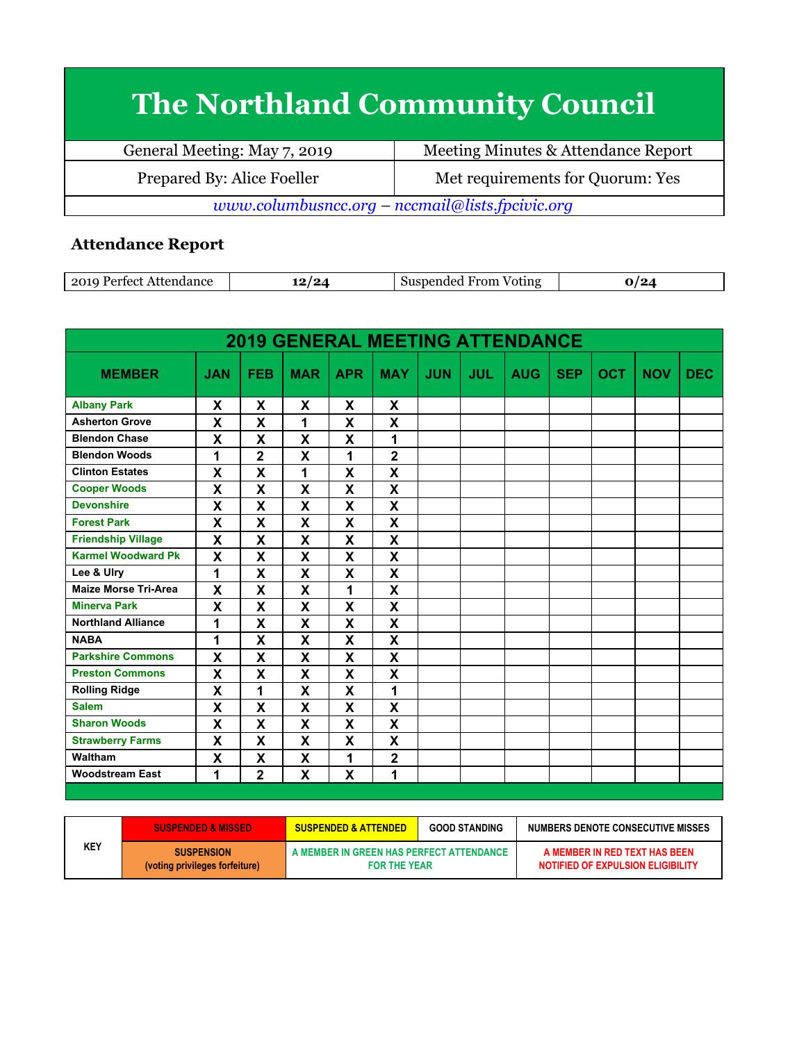# The Northland Community Council

| General Meeting: May 7, 2019 | Meeting Minutes & Attendance Report |
|---|---|
| Prepared By: Alice Foeller | Met requirements for Quorum: Yes |

*www.columbusncc.org – nccmail@lists.fpcivic.org*

## Attendance Report

| 2019 Perfect Attendance | **12/24** | Suspended From Voting | **0/24** |
|---|---|---|---|

| 2019 GENERAL MEETING ATTENDANCE | | | | | | | | | | | | |
|---|---|---|---|---|---|---|---|---|---|---|---|---|
| **MEMBER** | **JAN** | **FEB** | **MAR** | **APR** | **MAY** | **JUN** | **JUL** | **AUG** | **SEP** | **OCT** | **NOV** | **DEC** |
| Albany Park | X | X | X | X | X | | | | | | | |
| Asherton Grove | X | X | 1 | X | X | | | | | | | |
| Blendon Chase | X | X | X | X | 1 | | | | | | | |
| Blendon Woods | 1 | 2 | X | 1 | 2 | | | | | | | |
| Clinton Estates | X | X | 1 | X | X | | | | | | | |
| Cooper Woods | X | X | X | X | X | | | | | | | |
| Devonshire | X | X | X | X | X | | | | | | | |
| Forest Park | X | X | X | X | X | | | | | | | |
| Friendship Village | X | X | X | X | X | | | | | | | |
| Karmel Woodward Pk | X | X | X | X | X | | | | | | | |
| Lee & Ulry | 1 | X | X | X | X | | | | | | | |
| Maize Morse Tri-Area | X | X | X | 1 | X | | | | | | | |
| Minerva Park | X | X | X | X | X | | | | | | | |
| Northland Alliance | 1 | X | X | X | X | | | | | | | |
| NABA | 1 | X | X | X | X | | | | | | | |
| Parkshire Commons | X | X | X | X | X | | | | | | | |
| Preston Commons | X | X | X | X | X | | | | | | | |
| Rolling Ridge | X | 1 | X | X | 1 | | | | | | | |
| Salem | X | X | X | X | X | | | | | | | |
| Sharon Woods | X | X | X | X | X | | | | | | | |
| Strawberry Farms | X | X | X | X | X | | | | | | | |
| Waltham | X | X | X | 1 | 2 | | | | | | | |
| Woodstream East | 1 | 2 | X | X | 1 | | | | | | | |

| KEY | SUSPENDED & MISSED | SUSPENDED & ATTENDED | GOOD STANDING | NUMBERS DENOTE CONSECUTIVE MISSES |
|---|---|---|---|---|
| | SUSPENSION (voting privileges forfeiture) | A MEMBER IN GREEN HAS PERFECT ATTENDANCE FOR THE YEAR | | A MEMBER IN RED TEXT HAS BEEN NOTIFIED OF EXPULSION ELIGIBILITY |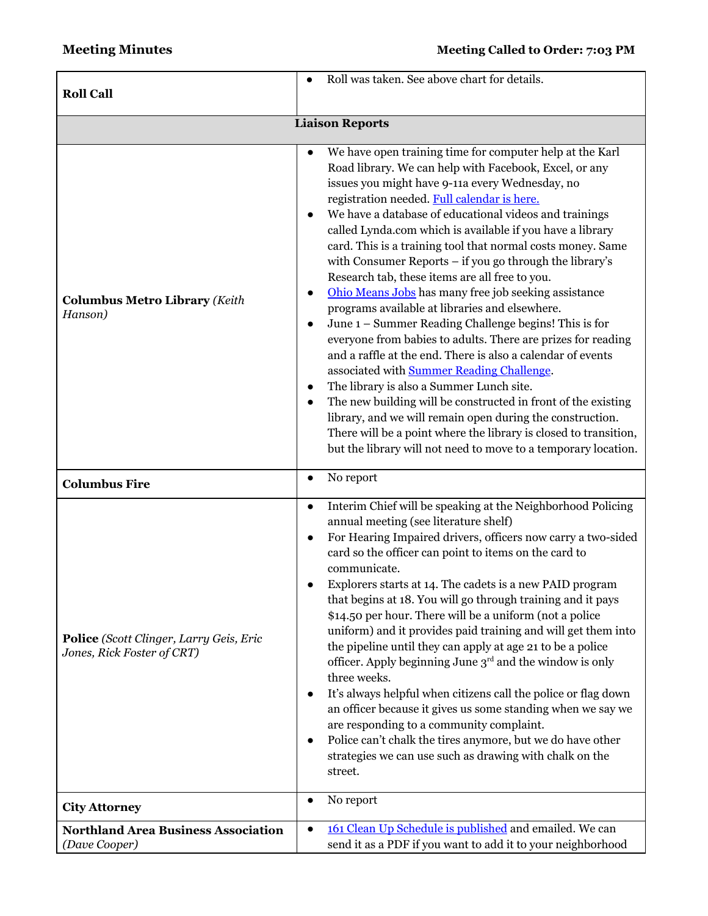**Meeting Minutes** | **Meeting Called to Order: 7:03 PM**

| | |
|---|---|
| **Roll Call** | • Roll was taken. See above chart for details. |
| **Liaison Reports** | |
| **Columbus Metro Library** *(Keith Hanson)* | • We have open training time for computer help at the Karl Road library. We can help with Facebook, Excel, or any issues you might have 9-11a every Wednesday, no registration needed. Full calendar is here.<br>• We have a database of educational videos and trainings called Lynda.com which is available if you have a library card. This is a training tool that normal costs money. Same with Consumer Reports – if you go through the library's Research tab, these items are all free to you.<br>• Ohio Means Jobs has many free job seeking assistance programs available at libraries and elsewhere.<br>• June 1 – Summer Reading Challenge begins! This is for everyone from babies to adults. There are prizes for reading and a raffle at the end. There is also a calendar of events associated with Summer Reading Challenge.<br>• The library is also a Summer Lunch site.<br>• The new building will be constructed in front of the existing library, and we will remain open during the construction. There will be a point where the library is closed to transition, but the library will not need to move to a temporary location. |
| **Columbus Fire** | • No report |
| **Police** *(Scott Clinger, Larry Geis, Eric Jones, Rick Foster of CRT)* | • Interim Chief will be speaking at the Neighborhood Policing annual meeting (see literature shelf)<br>• For Hearing Impaired drivers, officers now carry a two-sided card so the officer can point to items on the card to communicate.<br>• Explorers starts at 14. The cadets is a new PAID program that begins at 18. You will go through training and it pays $14.50 per hour. There will be a uniform (not a police uniform) and it provides paid training and will get them into the pipeline until they can apply at age 21 to be a police officer. Apply beginning June 3rd and the window is only three weeks.<br>• It's always helpful when citizens call the police or flag down an officer because it gives us some standing when we say we are responding to a community complaint.<br>• Police can't chalk the tires anymore, but we do have other strategies we can use such as drawing with chalk on the street. |
| **City Attorney** | • No report |
| **Northland Area Business Association** *(Dave Cooper)* | • 161 Clean Up Schedule is published and emailed. We can send it as a PDF if you want to add it to your neighborhood |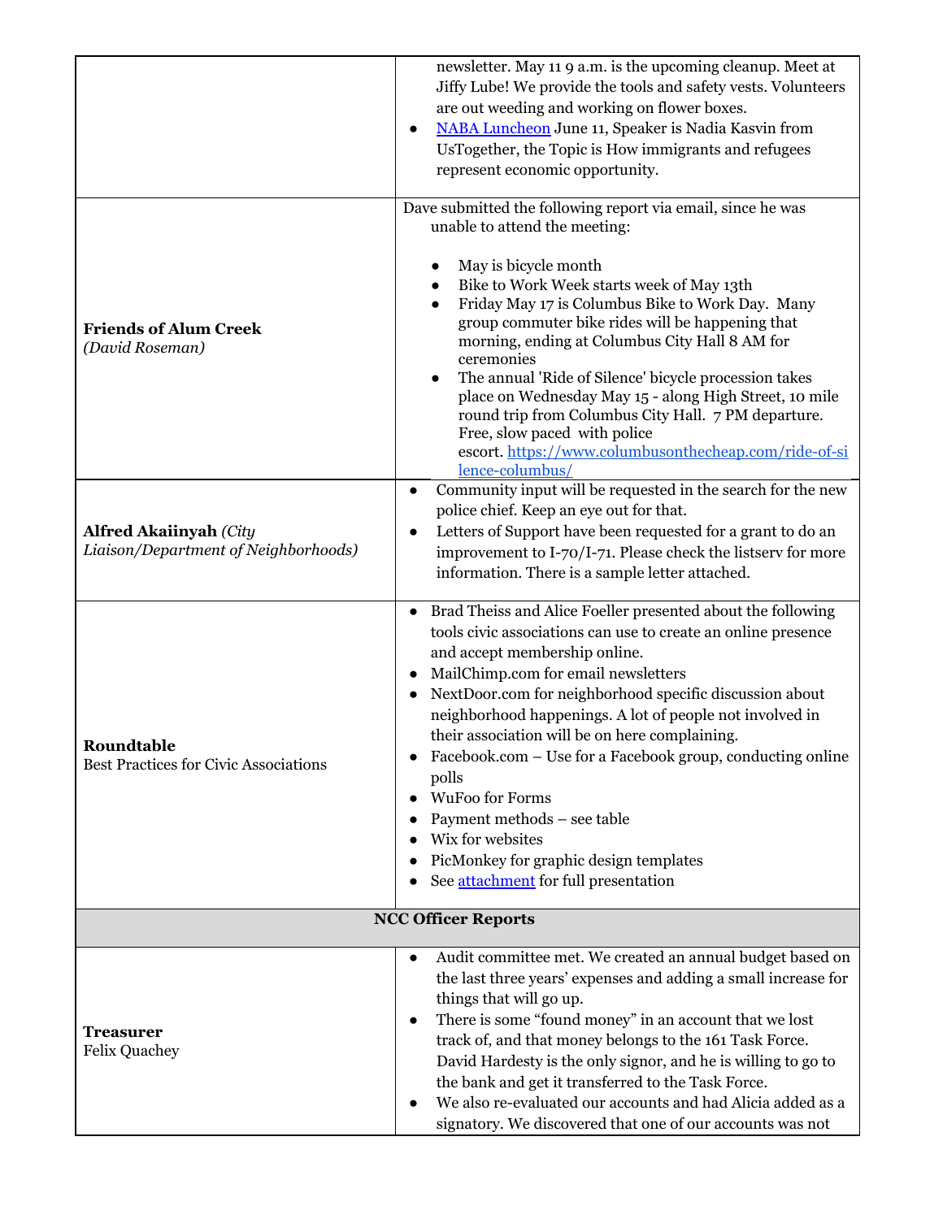| | |
|---|---|
| | newsletter. May 11 9 a.m. is the upcoming cleanup. Meet at Jiffy Lube! We provide the tools and safety vests. Volunteers are out weeding and working on flower boxes.<br>• [NABA Luncheon](#) June 11, Speaker is Nadia Kasvin from UsTogether, the Topic is How immigrants and refugees represent economic opportunity. |
| **Friends of Alum Creek**<br>*(David Roseman)* | Dave submitted the following report via email, since he was unable to attend the meeting:<br><br>• May is bicycle month<br>• Bike to Work Week starts week of May 13th<br>• Friday May 17 is Columbus Bike to Work Day. Many group commuter bike rides will be happening that morning, ending at Columbus City Hall 8 AM for ceremonies<br>• The annual 'Ride of Silence' bicycle procession takes place on Wednesday May 15 - along High Street, 10 mile round trip from Columbus City Hall. 7 PM departure. Free, slow paced with police escort. [https://www.columbusonthecheap.com/ride-of-silence-columbus/](https://www.columbusonthecheap.com/ride-of-silence-columbus/) |
| **Alfred Akaiinyah** *(City Liaison/Department of Neighborhoods)* | • Community input will be requested in the search for the new police chief. Keep an eye out for that.<br>• Letters of Support have been requested for a grant to do an improvement to I-70/I-71. Please check the listserv for more information. There is a sample letter attached. |
| **Roundtable**<br>Best Practices for Civic Associations | • Brad Theiss and Alice Foeller presented about the following tools civic associations can use to create an online presence and accept membership online.<br>• MailChimp.com for email newsletters<br>• NextDoor.com for neighborhood specific discussion about neighborhood happenings. A lot of people not involved in their association will be on here complaining.<br>• Facebook.com – Use for a Facebook group, conducting online polls<br>• WuFoo for Forms<br>• Payment methods – see table<br>• Wix for websites<br>• PicMonkey for graphic design templates<br>• See [attachment](#) for full presentation |
| **NCC Officer Reports** | |
| **Treasurer**<br>Felix Quachey | • Audit committee met. We created an annual budget based on the last three years' expenses and adding a small increase for things that will go up.<br>• There is some "found money" in an account that we lost track of, and that money belongs to the 161 Task Force. David Hardesty is the only signor, and he is willing to go to the bank and get it transferred to the Task Force.<br>• We also re-evaluated our accounts and had Alicia added as a signatory. We discovered that one of our accounts was not |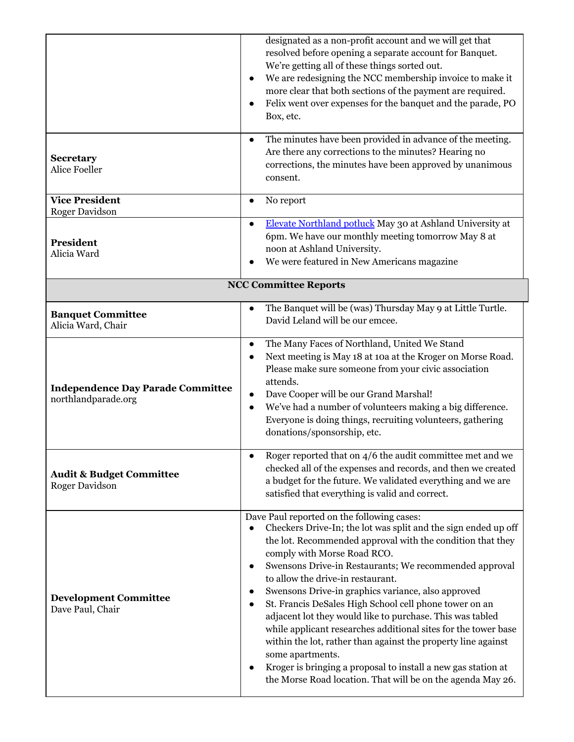| | |
|---|---|
| | designated as a non-profit account and we will get that resolved before opening a separate account for Banquet. We're getting all of these things sorted out.<br>● We are redesigning the NCC membership invoice to make it more clear that both sections of the payment are required.<br>● Felix went over expenses for the banquet and the parade, PO Box, etc. |
| **Secretary**<br>Alice Foeller | ● The minutes have been provided in advance of the meeting. Are there any corrections to the minutes? Hearing no corrections, the minutes have been approved by unanimous consent. |
| **Vice President**<br>Roger Davidson | ● No report |
| **President**<br>Alicia Ward | ● Elevate Northland potluck May 30 at Ashland University at 6pm. We have our monthly meeting tomorrow May 8 at noon at Ashland University.<br>● We were featured in New Americans magazine |
| **NCC Committee Reports** | |
| **Banquet Committee**<br>Alicia Ward, Chair | ● The Banquet will be (was) Thursday May 9 at Little Turtle. David Leland will be our emcee. |
| **Independence Day Parade Committee**<br>northlandparade.org | ● The Many Faces of Northland, United We Stand<br>● Next meeting is May 18 at 10a at the Kroger on Morse Road. Please make sure someone from your civic association attends.<br>● Dave Cooper will be our Grand Marshal!<br>● We've had a number of volunteers making a big difference. Everyone is doing things, recruiting volunteers, gathering donations/sponsorship, etc. |
| **Audit & Budget Committee**<br>Roger Davidson | ● Roger reported that on 4/6 the audit committee met and we checked all of the expenses and records, and then we created a budget for the future. We validated everything and we are satisfied that everything is valid and correct. |
| **Development Committee**<br>Dave Paul, Chair | Dave Paul reported on the following cases:<br>● Checkers Drive-In; the lot was split and the sign ended up off the lot. Recommended approval with the condition that they comply with Morse Road RCO.<br>● Swensons Drive-in Restaurants; We recommended approval to allow the drive-in restaurant.<br>● Swensons Drive-in graphics variance, also approved<br>● St. Francis DeSales High School cell phone tower on an adjacent lot they would like to purchase. This was tabled while applicant researches additional sites for the tower base within the lot, rather than against the property line against some apartments.<br>● Kroger is bringing a proposal to install a new gas station at the Morse Road location. That will be on the agenda May 26. |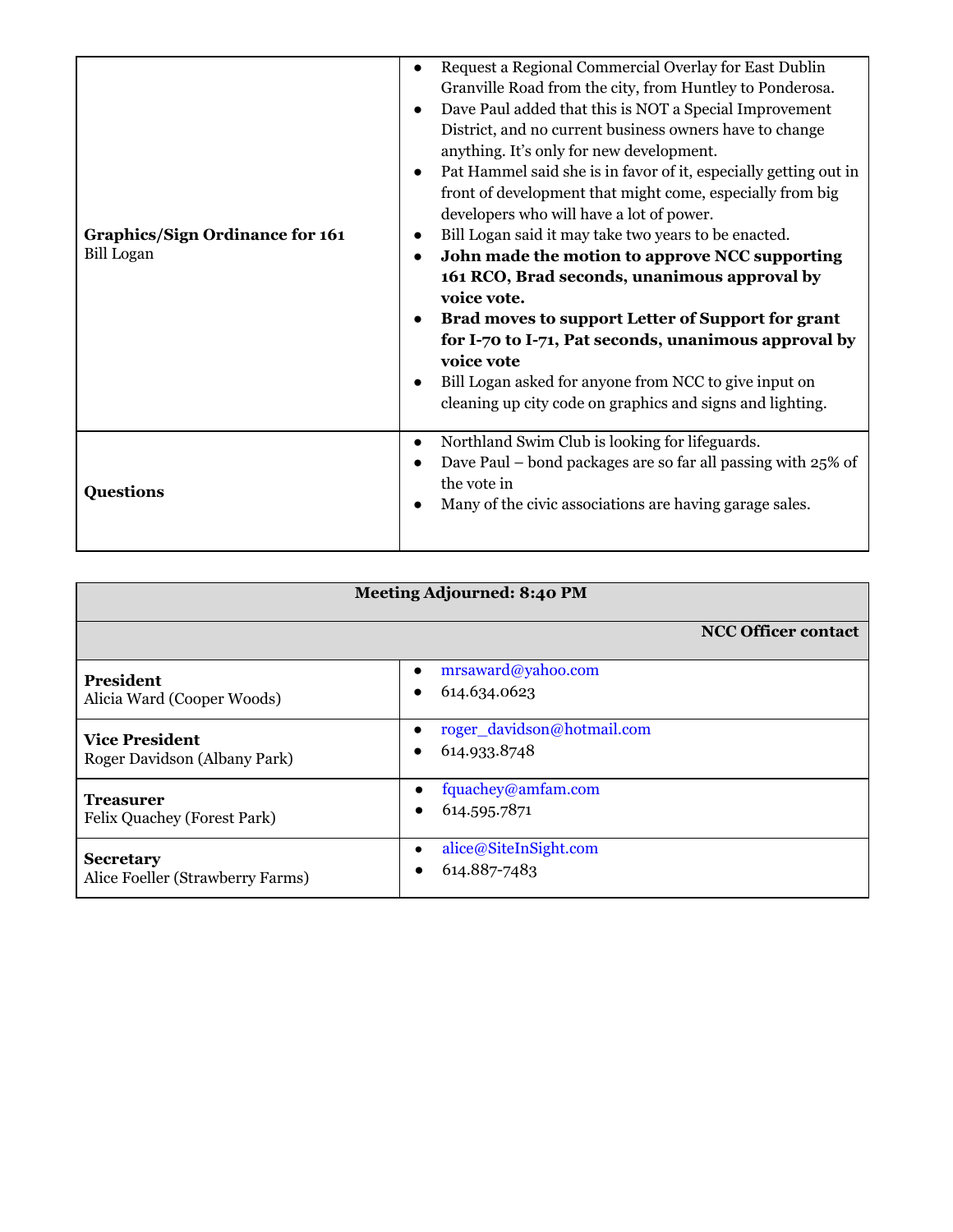| | |
|---|---|
| **Graphics/Sign Ordinance for 161**<br>Bill Logan | • Request a Regional Commercial Overlay for East Dublin Granville Road from the city, from Huntley to Ponderosa.<br>• Dave Paul added that this is NOT a Special Improvement District, and no current business owners have to change anything. It's only for new development.<br>• Pat Hammel said she is in favor of it, especially getting out in front of development that might come, especially from big developers who will have a lot of power.<br>• Bill Logan said it may take two years to be enacted.<br>• **John made the motion to approve NCC supporting 161 RCO, Brad seconds, unanimous approval by voice vote.**<br>• **Brad moves to support Letter of Support for grant for I-70 to I-71, Pat seconds, unanimous approval by voice vote**<br>• Bill Logan asked for anyone from NCC to give input on cleaning up city code on graphics and signs and lighting. |
| **Questions** | • Northland Swim Club is looking for lifeguards.<br>• Dave Paul – bond packages are so far all passing with 25% of the vote in<br>• Many of the civic associations are having garage sales. |

| **Meeting Adjourned: 8:40 PM** | |
|---|---|
| | **NCC Officer contact** |
| **President**<br>Alicia Ward (Cooper Woods) | • mrsaward@yahoo.com<br>• 614.634.0623 |
| **Vice President**<br>Roger Davidson (Albany Park) | • roger_davidson@hotmail.com<br>• 614.933.8748 |
| **Treasurer**<br>Felix Quachey (Forest Park) | • fquachey@amfam.com<br>• 614.595.7871 |
| **Secretary**<br>Alice Foeller (Strawberry Farms) | • alice@SiteInSight.com<br>• 614.887-7483 |